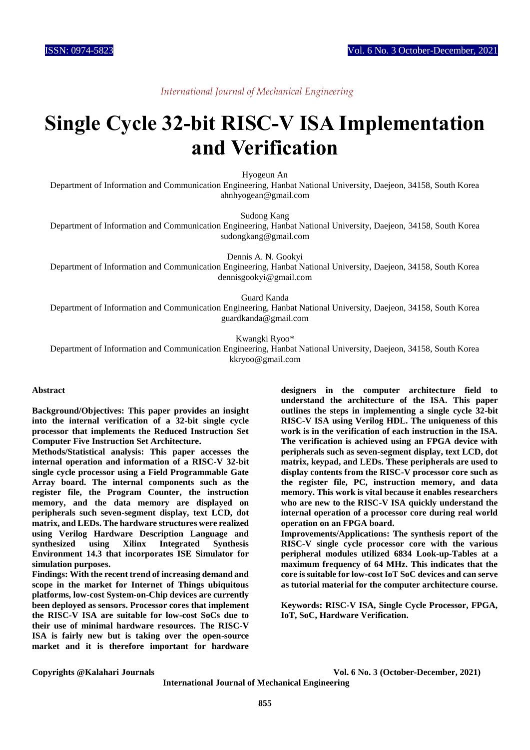# Single Cycle 32-bit RISC-V ISA Implementation and Verification

Hyogeun An

Department of Information and Communication Engineering, Hanbat National University, Daejeon, 34158, South Korea
ahnhyogean@gmail.com

Sudong Kang

Department of Information and Communication Engineering, Hanbat National University, Daejeon, 34158, South Korea
sudongkang@gmail.com

Dennis A. N. Gookyi

Department of Information and Communication Engineering, Hanbat National University, Daejeon, 34158, South Korea
dennisgookyi@gmail.com

Guard Kanda

Department of Information and Communication Engineering, Hanbat National University, Daejeon, 34158, South Korea
guardkanda@gmail.com

Kwangki Ryoo*

Department of Information and Communication Engineering, Hanbat National University, Daejeon, 34158, South Korea
kkryoo@gmail.com

## Abstract

**Background/Objectives: This paper provides an insight into the internal verification of a 32-bit single cycle processor that implements the Reduced Instruction Set Computer Five Instruction Set Architecture.**

**Methods/Statistical analysis: This paper accesses the internal operation and information of a RISC-V 32-bit single cycle processor using a Field Programmable Gate Array board. The internal components such as the register file, the Program Counter, the instruction memory, and the data memory are displayed on peripherals such seven-segment display, text LCD, dot matrix, and LEDs. The hardware structures were realized using Verilog Hardware Description Language and synthesized using Xilinx Integrated Synthesis Environment 14.3 that incorporates ISE Simulator for simulation purposes.**

**Findings: With the recent trend of increasing demand and scope in the market for Internet of Things ubiquitous platforms, low-cost System-on-Chip devices are currently been deployed as sensors. Processor cores that implement the RISC-V ISA are suitable for low-cost SoCs due to their use of minimal hardware resources. The RISC-V ISA is fairly new but is taking over the open-source market and it is therefore important for hardware designers in the computer architecture field to understand the architecture of the ISA. This paper outlines the steps in implementing a single cycle 32-bit RISC-V ISA using Verilog HDL. The uniqueness of this work is in the verification of each instruction in the ISA. The verification is achieved using an FPGA device with peripherals such as seven-segment display, text LCD, dot matrix, keypad, and LEDs. These peripherals are used to display contents from the RISC-V processor core such as the register file, PC, instruction memory, and data memory. This work is vital because it enables researchers who are new to the RISC-V ISA quickly understand the internal operation of a processor core during real world operation on an FPGA board.**

**Improvements/Applications: The synthesis report of the RISC-V single cycle processor core with the various peripheral modules utilized 6834 Look-up-Tables at a maximum frequency of 64 MHz. This indicates that the core is suitable for low-cost IoT SoC devices and can serve as tutorial material for the computer architecture course.**

**Keywords: RISC-V ISA, Single Cycle Processor, FPGA, IoT, SoC, Hardware Verification.**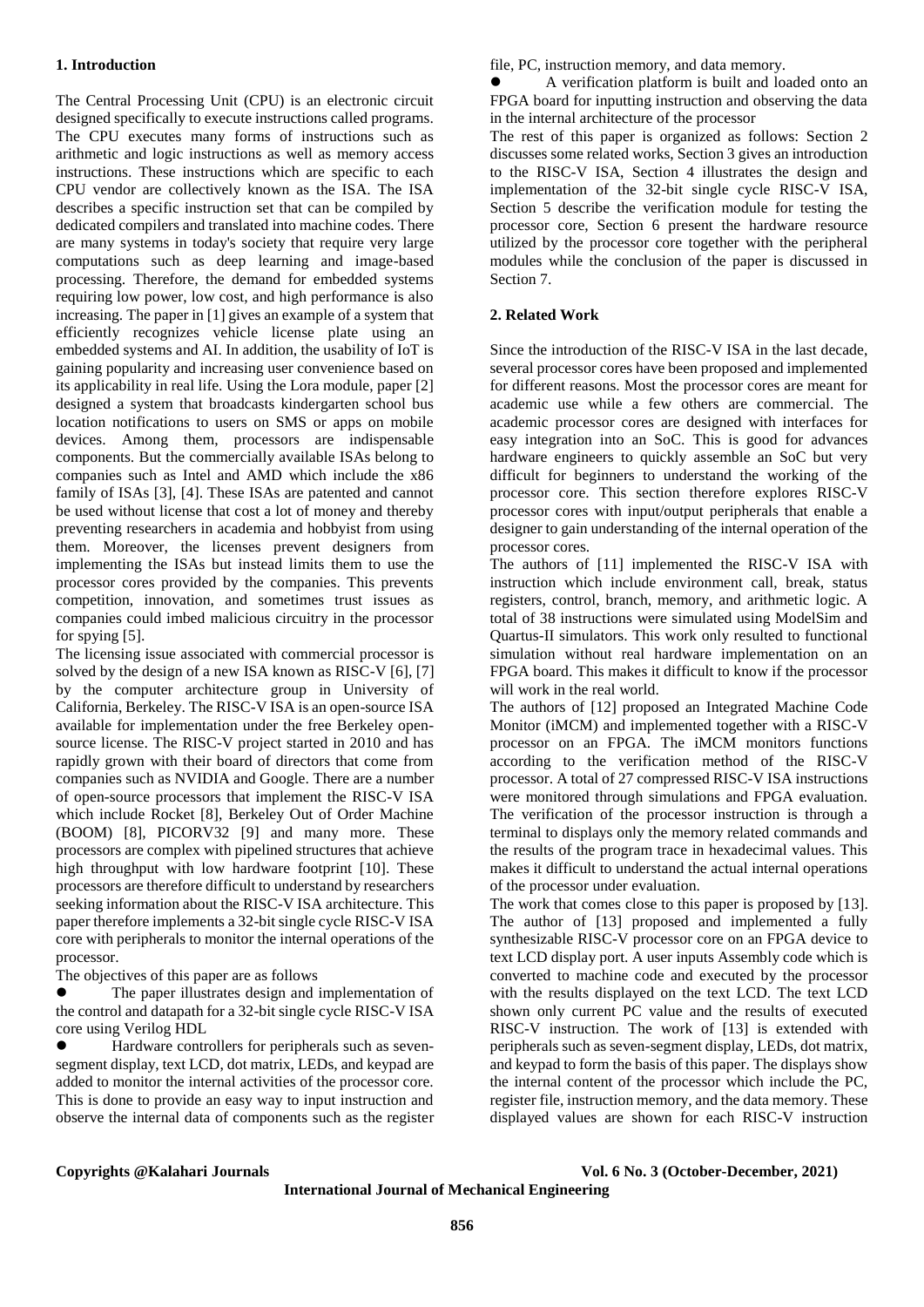## 1. Introduction

The Central Processing Unit (CPU) is an electronic circuit designed specifically to execute instructions called programs. The CPU executes many forms of instructions such as arithmetic and logic instructions as well as memory access instructions. These instructions which are specific to each CPU vendor are collectively known as the ISA. The ISA describes a specific instruction set that can be compiled by dedicated compilers and translated into machine codes. There are many systems in today's society that require very large computations such as deep learning and image-based processing. Therefore, the demand for embedded systems requiring low power, low cost, and high performance is also increasing. The paper in [1] gives an example of a system that efficiently recognizes vehicle license plate using an embedded systems and AI. In addition, the usability of IoT is gaining popularity and increasing user convenience based on its applicability in real life. Using the Lora module, paper [2] designed a system that broadcasts kindergarten school bus location notifications to users on SMS or apps on mobile devices. Among them, processors are indispensable components. But the commercially available ISAs belong to companies such as Intel and AMD which include the x86 family of ISAs [3], [4]. These ISAs are patented and cannot be used without license that cost a lot of money and thereby preventing researchers in academia and hobbyist from using them. Moreover, the licenses prevent designers from implementing the ISAs but instead limits them to use the processor cores provided by the companies. This prevents competition, innovation, and sometimes trust issues as companies could imbed malicious circuitry in the processor for spying [5].

The licensing issue associated with commercial processor is solved by the design of a new ISA known as RISC-V [6], [7] by the computer architecture group in University of California, Berkeley. The RISC-V ISA is an open-source ISA available for implementation under the free Berkeley open-source license. The RISC-V project started in 2010 and has rapidly grown with their board of directors that come from companies such as NVIDIA and Google. There are a number of open-source processors that implement the RISC-V ISA which include Rocket [8], Berkeley Out of Order Machine (BOOM) [8], PICORV32 [9] and many more. These processors are complex with pipelined structures that achieve high throughput with low hardware footprint [10]. These processors are therefore difficult to understand by researchers seeking information about the RISC-V ISA architecture. This paper therefore implements a 32-bit single cycle RISC-V ISA core with peripherals to monitor the internal operations of the processor.

The objectives of this paper are as follows

- The paper illustrates design and implementation of the control and datapath for a 32-bit single cycle RISC-V ISA core using Verilog HDL
- Hardware controllers for peripherals such as seven-segment display, text LCD, dot matrix, LEDs, and keypad are added to monitor the internal activities of the processor core. This is done to provide an easy way to input instruction and observe the internal data of components such as the register file, PC, instruction memory, and data memory.
- A verification platform is built and loaded onto an FPGA board for inputting instruction and observing the data in the internal architecture of the processor

The rest of this paper is organized as follows: Section 2 discusses some related works, Section 3 gives an introduction to the RISC-V ISA, Section 4 illustrates the design and implementation of the 32-bit single cycle RISC-V ISA, Section 5 describe the verification module for testing the processor core, Section 6 present the hardware resource utilized by the processor core together with the peripheral modules while the conclusion of the paper is discussed in Section 7.

## 2. Related Work

Since the introduction of the RISC-V ISA in the last decade, several processor cores have been proposed and implemented for different reasons. Most the processor cores are meant for academic use while a few others are commercial. The academic processor cores are designed with interfaces for easy integration into an SoC. This is good for advances hardware engineers to quickly assemble an SoC but very difficult for beginners to understand the working of the processor core. This section therefore explores RISC-V processor cores with input/output peripherals that enable a designer to gain understanding of the internal operation of the processor cores.

The authors of [11] implemented the RISC-V ISA with instruction which include environment call, break, status registers, control, branch, memory, and arithmetic logic. A total of 38 instructions were simulated using ModelSim and Quartus-II simulators. This work only resulted to functional simulation without real hardware implementation on an FPGA board. This makes it difficult to know if the processor will work in the real world.

The authors of [12] proposed an Integrated Machine Code Monitor (iMCM) and implemented together with a RISC-V processor on an FPGA. The iMCM monitors functions according to the verification method of the RISC-V processor. A total of 27 compressed RISC-V ISA instructions were monitored through simulations and FPGA evaluation. The verification of the processor instruction is through a terminal to displays only the memory related commands and the results of the program trace in hexadecimal values. This makes it difficult to understand the actual internal operations of the processor under evaluation.

The work that comes close to this paper is proposed by [13]. The author of [13] proposed and implemented a fully synthesizable RISC-V processor core on an FPGA device to text LCD display port. A user inputs Assembly code which is converted to machine code and executed by the processor with the results displayed on the text LCD. The text LCD shown only current PC value and the results of executed RISC-V instruction. The work of [13] is extended with peripherals such as seven-segment display, LEDs, dot matrix, and keypad to form the basis of this paper. The displays show the internal content of the processor which include the PC, register file, instruction memory, and the data memory. These displayed values are shown for each RISC-V instruction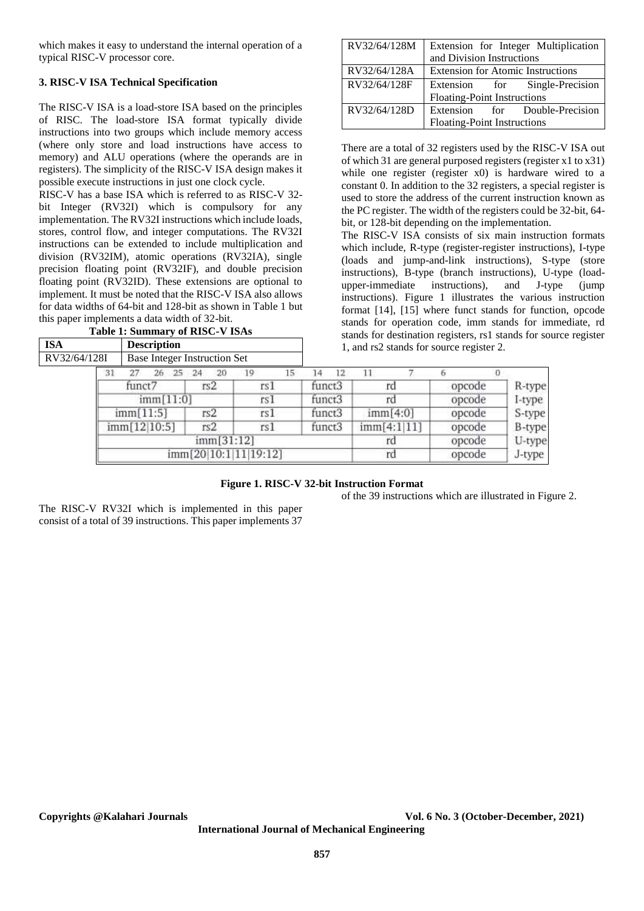which makes it easy to understand the internal operation of a typical RISC-V processor core.

### 3. RISC-V ISA Technical Specification

The RISC-V ISA is a load-store ISA based on the principles of RISC. The load-store ISA format typically divide instructions into two groups which include memory access (where only store and load instructions have access to memory) and ALU operations (where the operands are in registers). The simplicity of the RISC-V ISA design makes it possible execute instructions in just one clock cycle.

RISC-V has a base ISA which is referred to as RISC-V 32-bit Integer (RV32I) which is compulsory for any implementation. The RV32I instructions which include loads, stores, control flow, and integer computations. The RV32I instructions can be extended to include multiplication and division (RV32IM), atomic operations (RV32IA), single precision floating point (RV32IF), and double precision floating point (RV32ID). These extensions are optional to implement. It must be noted that the RISC-V ISA also allows for data widths of 64-bit and 128-bit as shown in Table 1 but this paper implements a data width of 32-bit.

**Table 1: Summary of RISC-V ISAs**

| ISA | Description |
|---|---|
| RV32/64/128I | Base Integer Instruction Set |
| RV32/64/128M | Extension for Integer Multiplication and Division Instructions |
| RV32/64/128A | Extension for Atomic Instructions |
| RV32/64/128F | Extension for Single-Precision Floating-Point Instructions |
| RV32/64/128D | Extension for Double-Precision Floating-Point Instructions |

There are a total of 32 registers used by the RISC-V ISA out of which 31 are general purposed registers (register x1 to x31) while one register (register x0) is hardware wired to a constant 0. In addition to the 32 registers, a special register is used to store the address of the current instruction known as the PC register. The width of the registers could be 32-bit, 64-bit, or 128-bit depending on the implementation.

The RISC-V ISA consists of six main instruction formats which include, R-type (register-register instructions), I-type (loads and jump-and-link instructions), S-type (store instructions), B-type (branch instructions), U-type (load-upper-immediate instructions), and J-type (jump instructions). Figure 1 illustrates the various instruction format [14], [15] where funct stands for function, opcode stands for operation code, imm stands for immediate, rd stands for destination registers, rs1 stands for source register 1, and rs2 stands for source register 2.

| 31 27 26 25 | 24 20 | 19 15 | 14 12 | 11 7 | 6 0 | |
|---|---|---|---|---|---|---|
| funct7 | rs2 | rs1 | funct3 | rd | opcode | R-type |
| imm[11:0] | | rs1 | funct3 | rd | opcode | I-type |
| imm[11:5] | rs2 | rs1 | funct3 | imm[4:0] | opcode | S-type |
| imm[12\|10:5] | rs2 | rs1 | funct3 | imm[4:1\|11] | opcode | B-type |
| imm[31:12] | | | | rd | opcode | U-type |
| imm[20\|10:1\|11\|19:12] | | | | rd | opcode | J-type |

**Figure 1. RISC-V 32-bit Instruction Format**

The RISC-V RV32I which is implemented in this paper consist of a total of 39 instructions. This paper implements 37 of the 39 instructions which are illustrated in Figure 2.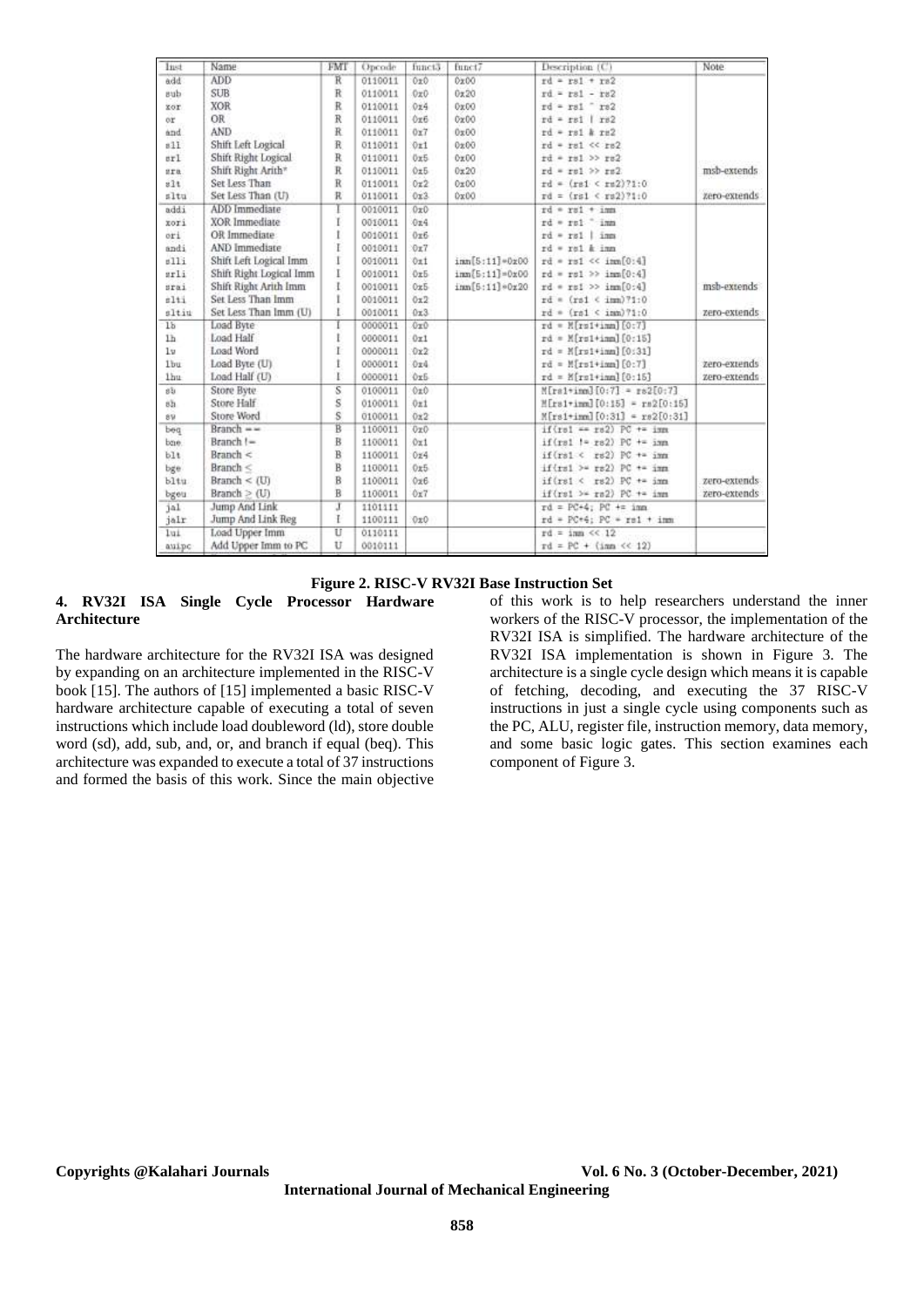| Inst | Name | FMT | Opcode | funct3 | funct7 | Description (C) | Note |
|---|---|---|---|---|---|---|---|
| add | ADD | R | 0110011 | 0x0 | 0x00 | rd = rs1 + rs2 | |
| sub | SUB | R | 0110011 | 0x0 | 0x20 | rd = rs1 - rs2 | |
| xor | XOR | R | 0110011 | 0x4 | 0x00 | rd = rs1 ˆ rs2 | |
| or | OR | R | 0110011 | 0x6 | 0x00 | rd = rs1 \| rs2 | |
| and | AND | R | 0110011 | 0x7 | 0x00 | rd = rs1 & rs2 | |
| sll | Shift Left Logical | R | 0110011 | 0x1 | 0x00 | rd = rs1 << rs2 | |
| srl | Shift Right Logical | R | 0110011 | 0x5 | 0x00 | rd = rs1 >> rs2 | |
| sra | Shift Right Arith* | R | 0110011 | 0x5 | 0x20 | rd = rs1 >> rs2 | msb-extends |
| slt | Set Less Than | R | 0110011 | 0x2 | 0x00 | rd = (rs1 < rs2)?1:0 | |
| sltu | Set Less Than (U) | R | 0110011 | 0x3 | 0x00 | rd = (rs1 < rs2)?1:0 | zero-extends |
| addi | ADD Immediate | I | 0010011 | 0x0 | | rd = rs1 + imm | |
| xori | XOR Immediate | I | 0010011 | 0x4 | | rd = rs1 ˆ imm | |
| ori | OR Immediate | I | 0010011 | 0x6 | | rd = rs1 \| imm | |
| andi | AND Immediate | I | 0010011 | 0x7 | | rd = rs1 & imm | |
| slli | Shift Left Logical Imm | I | 0010011 | 0x1 | imm[5:11]=0x00 | rd = rs1 << imm[0:4] | |
| srli | Shift Right Logical Imm | I | 0010011 | 0x5 | imm[5:11]=0x00 | rd = rs1 >> imm[0:4] | |
| srai | Shift Right Arith Imm | I | 0010011 | 0x5 | imm[5:11]=0x20 | rd = rs1 >> imm[0:4] | msb-extends |
| slti | Set Less Than Imm | I | 0010011 | 0x2 | | rd = (rs1 < imm)?1:0 | |
| sltiu | Set Less Than Imm (U) | I | 0010011 | 0x3 | | rd = (rs1 < imm)?1:0 | zero-extends |
| lb | Load Byte | I | 0000011 | 0x0 | | rd = M[rs1+imm][0:7] | |
| lh | Load Half | I | 0000011 | 0x1 | | rd = M[rs1+imm][0:15] | |
| lw | Load Word | I | 0000011 | 0x2 | | rd = M[rs1+imm][0:31] | |
| lbu | Load Byte (U) | I | 0000011 | 0x4 | | rd = M[rs1+imm][0:7] | zero-extends |
| lhu | Load Half (U) | I | 0000011 | 0x5 | | rd = M[rs1+imm][0:15] | zero-extends |
| sb | Store Byte | S | 0100011 | 0x0 | | M[rs1+imm][0:7] = rs2[0:7] | |
| sh | Store Half | S | 0100011 | 0x1 | | M[rs1+imm][0:15] = rs2[0:15] | |
| sw | Store Word | S | 0100011 | 0x2 | | M[rs1+imm][0:31] = rs2[0:31] | |
| beq | Branch == | B | 1100011 | 0x0 | | if(rs1 == rs2) PC += imm | |
| bne | Branch != | B | 1100011 | 0x1 | | if(rs1 != rs2) PC += imm | |
| blt | Branch < | B | 1100011 | 0x4 | | if(rs1 < rs2) PC += imm | |
| bge | Branch ≤ | B | 1100011 | 0x5 | | if(rs1 >= rs2) PC += imm | |
| bltu | Branch < (U) | B | 1100011 | 0x6 | | if(rs1 < rs2) PC += imm | zero-extends |
| bgeu | Branch ≥ (U) | B | 1100011 | 0x7 | | if(rs1 >= rs2) PC += imm | zero-extends |
| jal | Jump And Link | J | 1101111 | | | rd = PC+4; PC += imm | |
| jalr | Jump And Link Reg | I | 1100111 | 0x0 | | rd = PC+4; PC = rs1 + imm | |
| lui | Load Upper Imm | U | 0110111 | | | rd = imm << 12 | |
| auipc | Add Upper Imm to PC | U | 0010111 | | | rd = PC + (imm << 12) | |

**Figure 2. RISC-V RV32I Base Instruction Set**

## 4. RV32I ISA Single Cycle Processor Hardware Architecture

The hardware architecture for the RV32I ISA was designed by expanding on an architecture implemented in the RISC-V book [15]. The authors of [15] implemented a basic RISC-V hardware architecture capable of executing a total of seven instructions which include load doubleword (ld), store double word (sd), add, sub, and, or, and branch if equal (beq). This architecture was expanded to execute a total of 37 instructions and formed the basis of this work. Since the main objective of this work is to help researchers understand the inner workers of the RISC-V processor, the implementation of the RV32I ISA is simplified. The hardware architecture of the RV32I ISA implementation is shown in Figure 3. The architecture is a single cycle design which means it is capable of fetching, decoding, and executing the 37 RISC-V instructions in just a single cycle using components such as the PC, ALU, register file, instruction memory, data memory, and some basic logic gates. This section examines each component of Figure 3.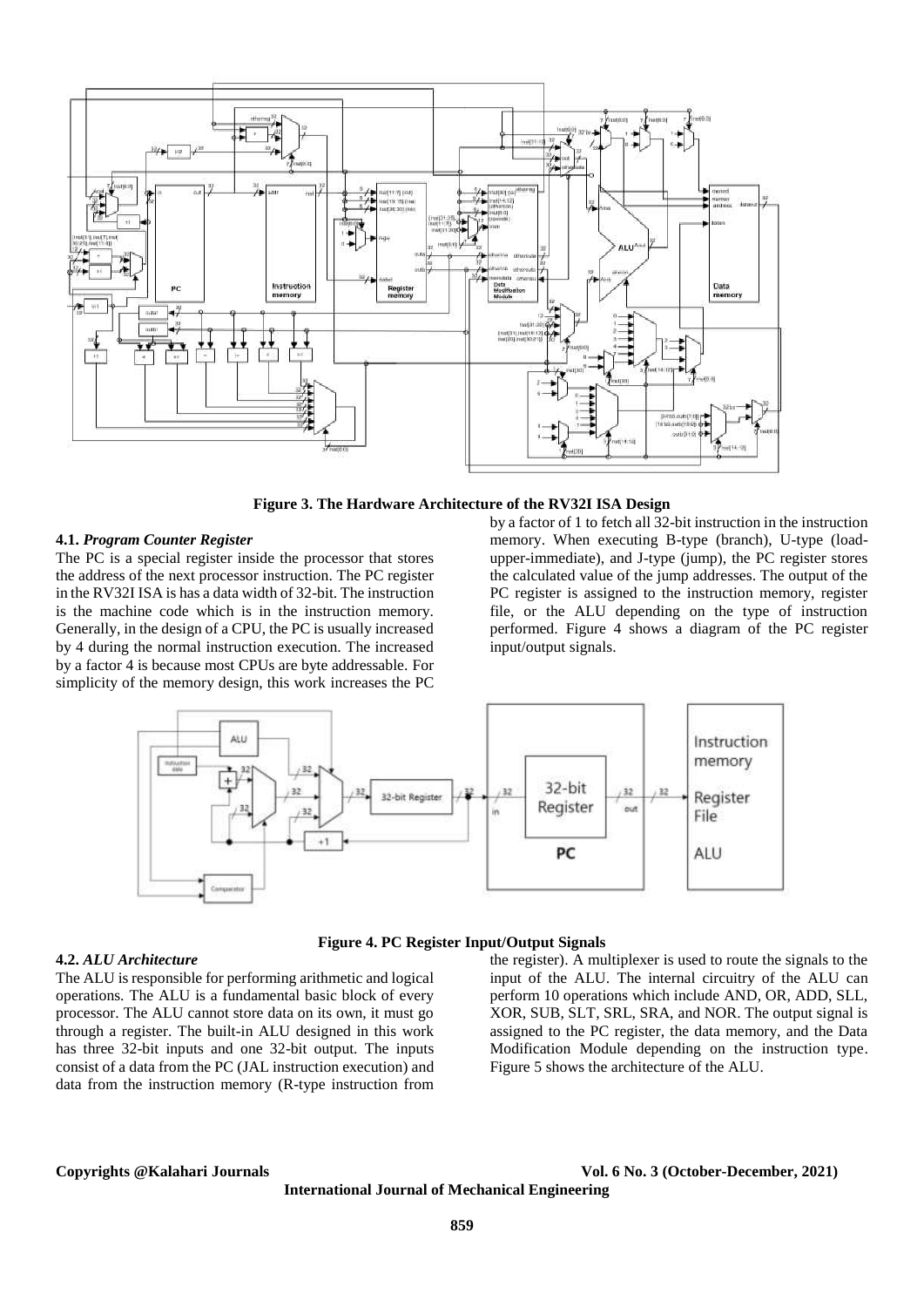**Figure 3. The Hardware Architecture of the RV32I ISA Design**

### 4.1. *Program Counter Register*

The PC is a special register inside the processor that stores the address of the next processor instruction. The PC register in the RV32I ISA is has a data width of 32-bit. The instruction is the machine code which is in the instruction memory. Generally, in the design of a CPU, the PC is usually increased by 4 during the normal instruction execution. The increased by a factor 4 is because most CPUs are byte addressable. For simplicity of the memory design, this work increases the PC by a factor of 1 to fetch all 32-bit instruction in the instruction memory. When executing B-type (branch), U-type (load-upper-immediate), and J-type (jump), the PC register stores the calculated value of the jump addresses. The output of the PC register is assigned to the instruction memory, register file, or the ALU depending on the type of instruction performed. Figure 4 shows a diagram of the PC register input/output signals.

**Figure 4. PC Register Input/Output Signals**

### 4.2. *ALU Architecture*

The ALU is responsible for performing arithmetic and logical operations. The ALU is a fundamental basic block of every processor. The ALU cannot store data on its own, it must go through a register. The built-in ALU designed in this work has three 32-bit inputs and one 32-bit output. The inputs consist of a data from the PC (JAL instruction execution) and data from the instruction memory (R-type instruction from the register). A multiplexer is used to route the signals to the input of the ALU. The internal circuitry of the ALU can perform 10 operations which include AND, OR, ADD, SLL, XOR, SUB, SLT, SRL, SRA, and NOR. The output signal is assigned to the PC register, the data memory, and the Data Modification Module depending on the instruction type. Figure 5 shows the architecture of the ALU.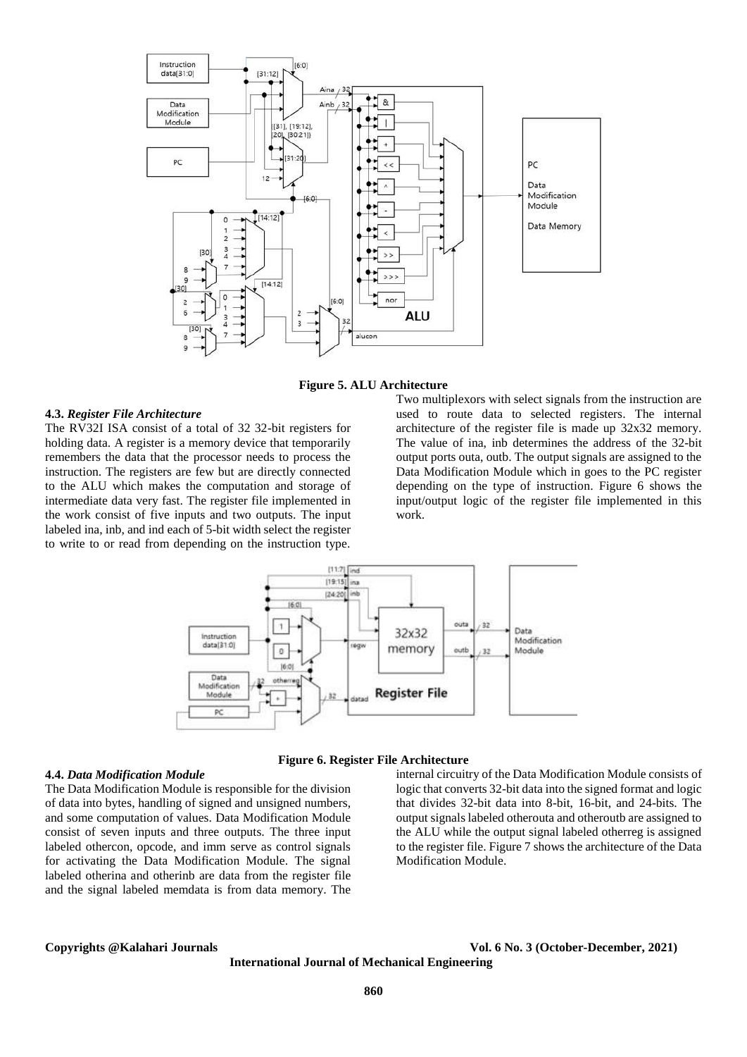**Figure 5. ALU Architecture**

### 4.3. *Register File Architecture*

The RV32I ISA consist of a total of 32 32-bit registers for holding data. A register is a memory device that temporarily remembers the data that the processor needs to process the instruction. The registers are few but are directly connected to the ALU which makes the computation and storage of intermediate data very fast. The register file implemented in the work consist of five inputs and two outputs. The input labeled ina, inb, and ind each of 5-bit width select the register to write to or read from depending on the instruction type. Two multiplexors with select signals from the instruction are used to route data to selected registers. The internal architecture of the register file is made up 32x32 memory. The value of ina, inb determines the address of the 32-bit output ports outa, outb. The output signals are assigned to the Data Modification Module which in goes to the PC register depending on the type of instruction. Figure 6 shows the input/output logic of the register file implemented in this work.

**Figure 6. Register File Architecture**

### 4.4. *Data Modification Module*

The Data Modification Module is responsible for the division of data into bytes, handling of signed and unsigned numbers, and some computation of values. Data Modification Module consist of seven inputs and three outputs. The three input labeled othercon, opcode, and imm serve as control signals for activating the Data Modification Module. The signal labeled otherina and otherinb are data from the register file and the signal labeled memdata is from data memory. The internal circuitry of the Data Modification Module consists of logic that converts 32-bit data into the signed format and logic that divides 32-bit data into 8-bit, 16-bit, and 24-bits. The output signals labeled otherouta and otheroutb are assigned to the ALU while the output signal labeled otherreg is assigned to the register file. Figure 7 shows the architecture of the Data Modification Module.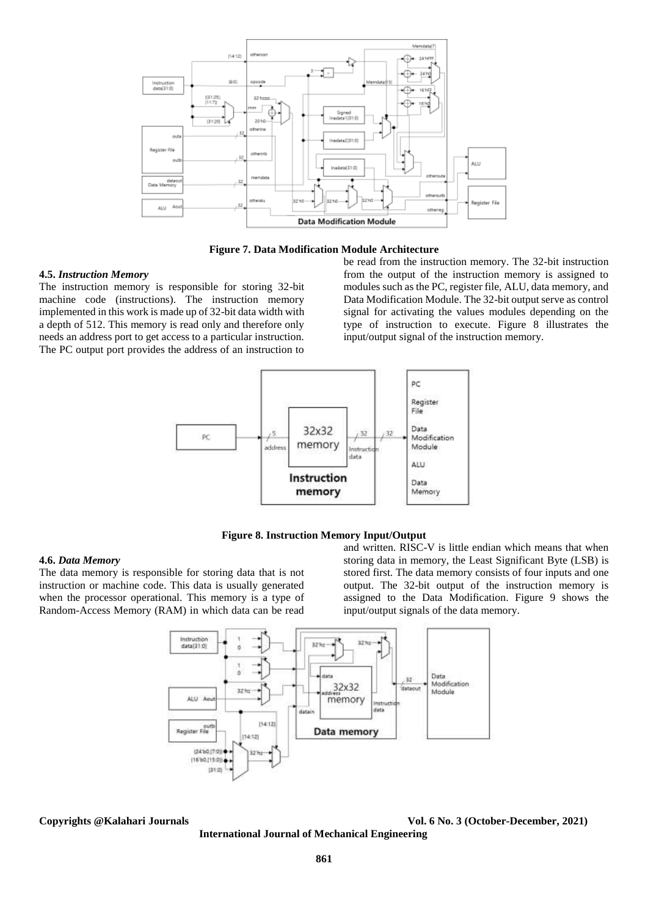**Figure 7. Data Modification Module Architecture**

### 4.5. *Instruction Memory*

The instruction memory is responsible for storing 32-bit machine code (instructions). The instruction memory implemented in this work is made up of 32-bit data width with a depth of 512. This memory is read only and therefore only needs an address port to get access to a particular instruction. The PC output port provides the address of an instruction to be read from the instruction memory. The 32-bit instruction from the output of the instruction memory is assigned to modules such as the PC, register file, ALU, data memory, and Data Modification Module. The 32-bit output serve as control signal for activating the values modules depending on the type of instruction to execute. Figure 8 illustrates the input/output signal of the instruction memory.

**Figure 8. Instruction Memory Input/Output**

### 4.6. *Data Memory*

The data memory is responsible for storing data that is not instruction or machine code. This data is usually generated when the processor operational. This memory is a type of Random-Access Memory (RAM) in which data can be read and written. RISC-V is little endian which means that when storing data in memory, the Least Significant Byte (LSB) is stored first. The data memory consists of four inputs and one output. The 32-bit output of the instruction memory is assigned to the Data Modification. Figure 9 shows the input/output signals of the data memory.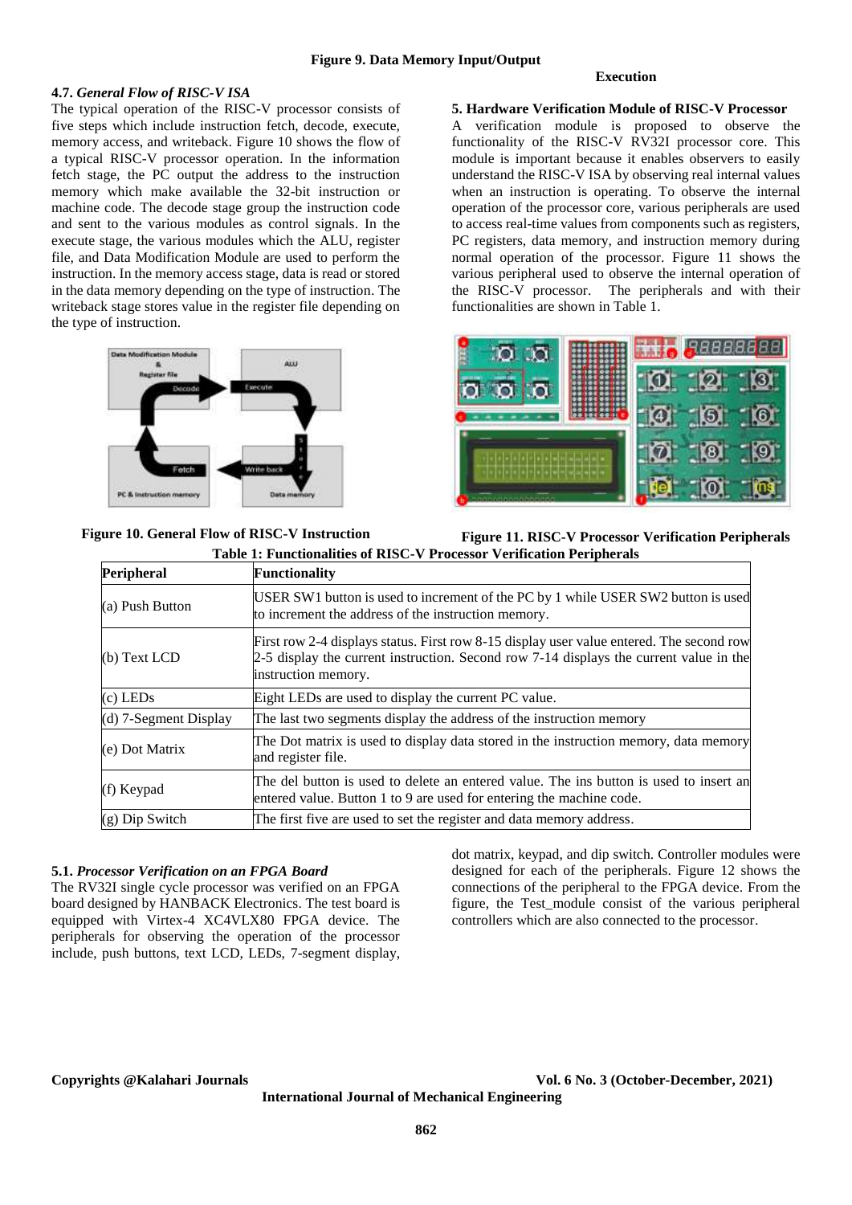**Figure 9. Data Memory Input/Output Execution**

### 4.7. *General Flow of RISC-V ISA*

The typical operation of the RISC-V processor consists of five steps which include instruction fetch, decode, execute, memory access, and writeback. Figure 10 shows the flow of a typical RISC-V processor operation. In the information fetch stage, the PC output the address to the instruction memory which make available the 32-bit instruction or machine code. The decode stage group the instruction code and sent to the various modules as control signals. In the execute stage, the various modules which the ALU, register file, and Data Modification Module are used to perform the instruction. In the memory access stage, data is read or stored in the data memory depending on the type of instruction. The writeback stage stores value in the register file depending on the type of instruction.

**Figure 10. General Flow of RISC-V Instruction**

## 5. Hardware Verification Module of RISC-V Processor

A verification module is proposed to observe the functionality of the RISC-V RV32I processor core. This module is important because it enables observers to easily understand the RISC-V ISA by observing real internal values when an instruction is operating. To observe the internal operation of the processor core, various peripherals are used to access real-time values from components such as registers, PC registers, data memory, and instruction memory during normal operation of the processor. Figure 11 shows the various peripheral used to observe the internal operation of the RISC-V processor. The peripherals and with their functionalities are shown in Table 1.

**Figure 11. RISC-V Processor Verification Peripherals**

**Table 1: Functionalities of RISC-V Processor Verification Peripherals**

| Peripheral | Functionality |
|---|---|
| (a) Push Button | USER SW1 button is used to increment of the PC by 1 while USER SW2 button is used to increment the address of the instruction memory. |
| (b) Text LCD | First row 2-4 displays status. First row 8-15 display user value entered. The second row 2-5 display the current instruction. Second row 7-14 displays the current value in the instruction memory. |
| (c) LEDs | Eight LEDs are used to display the current PC value. |
| (d) 7-Segment Display | The last two segments display the address of the instruction memory |
| (e) Dot Matrix | The Dot matrix is used to display data stored in the instruction memory, data memory and register file. |
| (f) Keypad | The del button is used to delete an entered value. The ins button is used to insert an entered value. Button 1 to 9 are used for entering the machine code. |
| (g) Dip Switch | The first five are used to set the register and data memory address. |

### 5.1. *Processor Verification on an FPGA Board*

The RV32I single cycle processor was verified on an FPGA board designed by HANBACK Electronics. The test board is equipped with Virtex-4 XC4VLX80 FPGA device. The peripherals for observing the operation of the processor include, push buttons, text LCD, LEDs, 7-segment display, dot matrix, keypad, and dip switch. Controller modules were designed for each of the peripherals. Figure 12 shows the connections of the peripheral to the FPGA device. From the figure, the Test_module consist of the various peripheral controllers which are also connected to the processor.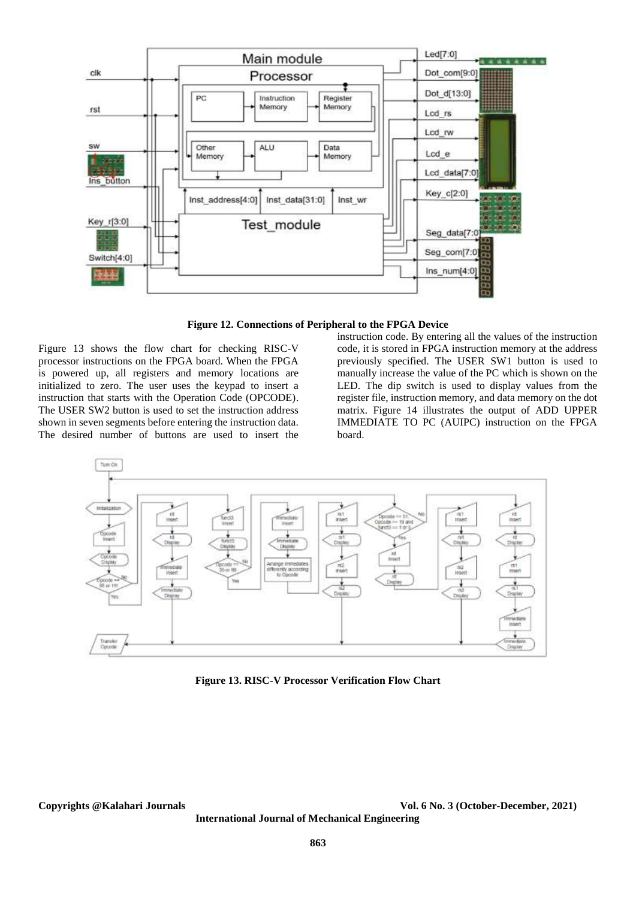**Figure 12. Connections of Peripheral to the FPGA Device**

Figure 13 shows the flow chart for checking RISC-V processor instructions on the FPGA board. When the FPGA is powered up, all registers and memory locations are initialized to zero. The user uses the keypad to insert a instruction that starts with the Operation Code (OPCODE). The USER SW2 button is used to set the instruction address shown in seven segments before entering the instruction data. The desired number of buttons are used to insert the instruction code. By entering all the values of the instruction code, it is stored in FPGA instruction memory at the address previously specified. The USER SW1 button is used to manually increase the value of the PC which is shown on the LED. The dip switch is used to display values from the register file, instruction memory, and data memory on the dot matrix. Figure 14 illustrates the output of ADD UPPER IMMEDIATE TO PC (AUIPC) instruction on the FPGA board.

**Figure 13. RISC-V Processor Verification Flow Chart**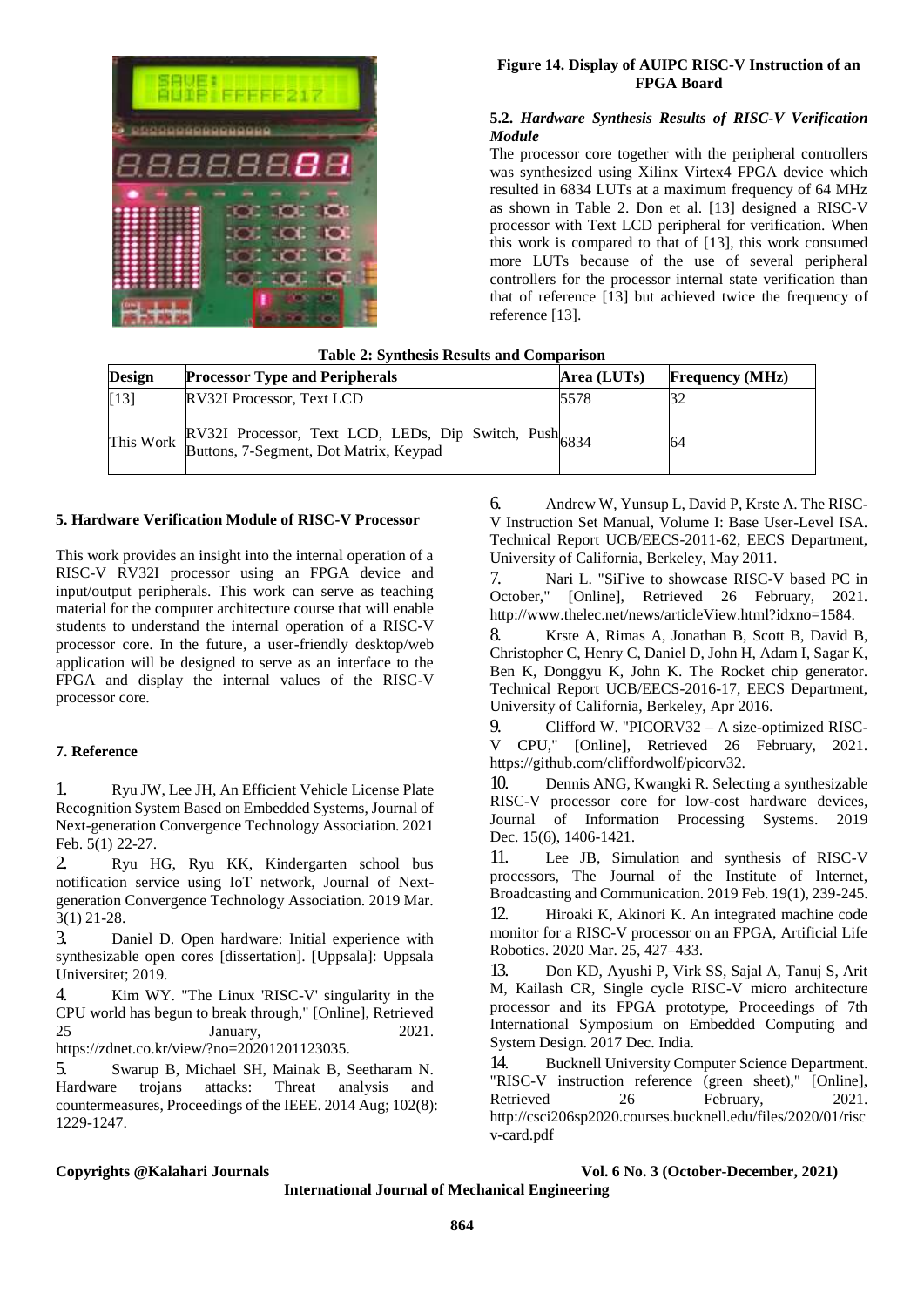**Figure 14. Display of AUIPC RISC-V Instruction of an FPGA Board**

### 5.2. *Hardware Synthesis Results of RISC-V Verification Module*

The processor core together with the peripheral controllers was synthesized using Xilinx Virtex4 FPGA device which resulted in 6834 LUTs at a maximum frequency of 64 MHz as shown in Table 2. Don et al. [13] designed a RISC-V processor with Text LCD peripheral for verification. When this work is compared to that of [13], this work consumed more LUTs because of the use of several peripheral controllers for the processor internal state verification than that of reference [13] but achieved twice the frequency of reference [13].

**Table 2: Synthesis Results and Comparison**

| Design | Processor Type and Peripherals | Area (LUTs) | Frequency (MHz) |
|---|---|---|---|
| [13] | RV32I Processor, Text LCD | 5578 | 32 |
| This Work | RV32I Processor, Text LCD, LEDs, Dip Switch, Push Buttons, 7-Segment, Dot Matrix, Keypad | 6834 | 64 |

## 5. Hardware Verification Module of RISC-V Processor

This work provides an insight into the internal operation of a RISC-V RV32I processor using an FPGA device and input/output peripherals. This work can serve as teaching material for the computer architecture course that will enable students to understand the internal operation of a RISC-V processor core. In the future, a user-friendly desktop/web application will be designed to serve as an interface to the FPGA and display the internal values of the RISC-V processor core.

## 7. Reference

1. Ryu JW, Lee JH, An Efficient Vehicle License Plate Recognition System Based on Embedded Systems, Journal of Next-generation Convergence Technology Association. 2021 Feb. 5(1) 22-27.
2. Ryu HG, Ryu KK, Kindergarten school bus notification service using IoT network, Journal of Next-generation Convergence Technology Association. 2019 Mar. 3(1) 21-28.
3. Daniel D. Open hardware: Initial experience with synthesizable open cores [dissertation]. [Uppsala]: Uppsala Universitet; 2019.
4. Kim WY. "The Linux 'RISC-V' singularity in the CPU world has begun to break through," [Online], Retrieved 25 January, 2021. https://zdnet.co.kr/view/?no=20201201123035.
5. Swarup B, Michael SH, Mainak B, Seetharam N. Hardware trojans attacks: Threat analysis and countermeasures, Proceedings of the IEEE. 2014 Aug; 102(8): 1229-1247.
6. Andrew W, Yunsup L, David P, Krste A. The RISC-V Instruction Set Manual, Volume I: Base User-Level ISA. Technical Report UCB/EECS-2011-62, EECS Department, University of California, Berkeley, May 2011.
7. Nari L. "SiFive to showcase RISC-V based PC in October," [Online], Retrieved 26 February, 2021. http://www.thelec.net/news/articleView.html?idxno=1584.
8. Krste A, Rimas A, Jonathan B, Scott B, David B, Christopher C, Henry C, Daniel D, John H, Adam I, Sagar K, Ben K, Donggyu K, John K. The Rocket chip generator. Technical Report UCB/EECS-2016-17, EECS Department, University of California, Berkeley, Apr 2016.
9. Clifford W. "PICORV32 – A size-optimized RISC-V CPU," [Online], Retrieved 26 February, 2021. https://github.com/cliffordwolf/picorv32.
10. Dennis ANG, Kwangki R. Selecting a synthesizable RISC-V processor core for low-cost hardware devices, Journal of Information Processing Systems. 2019 Dec. 15(6), 1406-1421.
11. Lee JB, Simulation and synthesis of RISC-V processors, The Journal of the Institute of Internet, Broadcasting and Communication. 2019 Feb. 19(1), 239-245.
12. Hiroaki K, Akinori K. An integrated machine code monitor for a RISC-V processor on an FPGA, Artificial Life Robotics. 2020 Mar. 25, 427–433.
13. Don KD, Ayushi P, Virk SS, Sajal A, Tanuj S, Arit M, Kailash CR, Single cycle RISC-V micro architecture processor and its FPGA prototype, Proceedings of 7th International Symposium on Embedded Computing and System Design. 2017 Dec. India.
14. Bucknell University Computer Science Department. "RISC-V instruction reference (green sheet)," [Online], Retrieved 26 February, 2021. http://csci206sp2020.courses.bucknell.edu/files/2020/01/riscv-card.pdf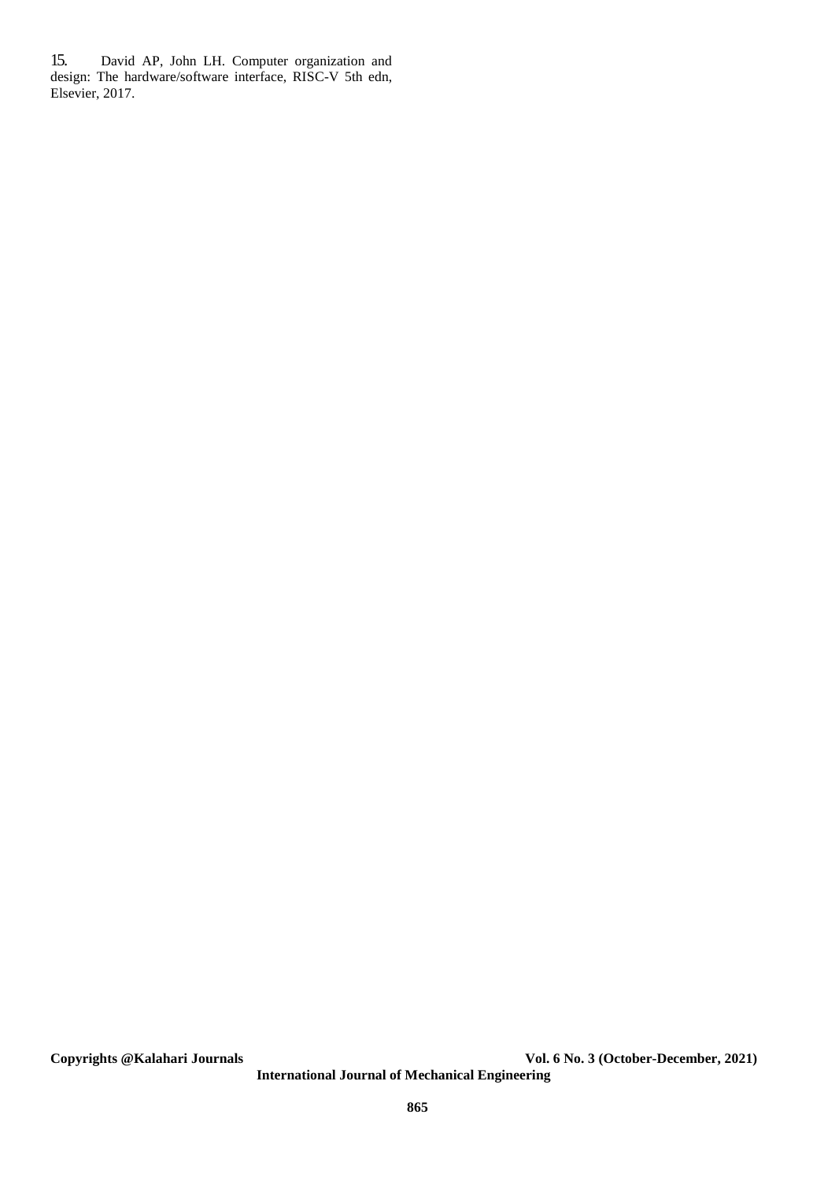15. David AP, John LH. Computer organization and design: The hardware/software interface, RISC-V 5th edn, Elsevier, 2017.